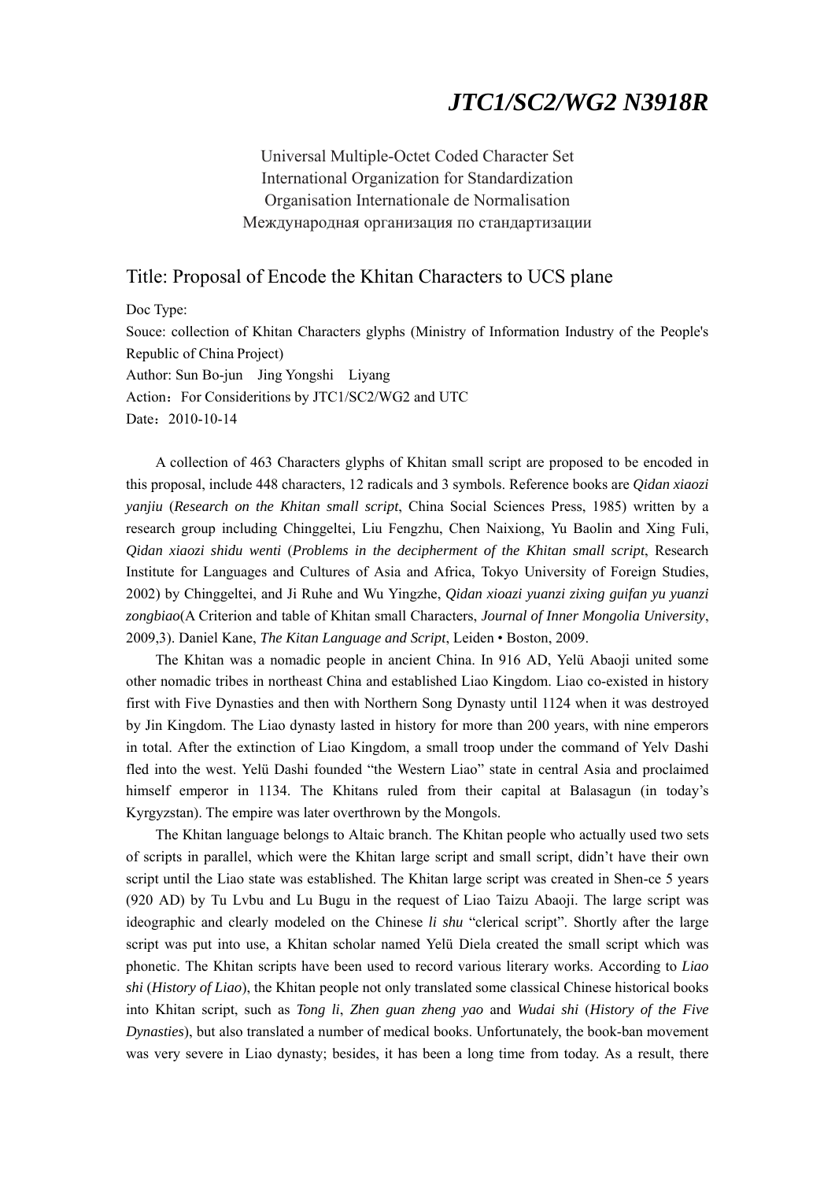# *JTC1/SC2/WG2 N3918R*

Universal Multiple-Octet Coded Character Set
International Organization for Standardization
Organisation Internationale de Normalisation
Международная организация по стандартизации

## Title: Proposal of Encode the Khitan Characters to UCS plane

Doc Type:
Souce: collection of Khitan Characters glyphs (Ministry of Information Industry of the People's Republic of China Project)
Author: Sun Bo-jun Jing Yongshi Liyang
Action：For Consideritions by JTC1/SC2/WG2 and UTC
Date：2010-10-14

A collection of 463 Characters glyphs of Khitan small script are proposed to be encoded in this proposal, include 448 characters, 12 radicals and 3 symbols. Reference books are *Qidan xiaozi yanjiu* (*Research on the Khitan small script*, China Social Sciences Press, 1985) written by a research group including Chinggeltei, Liu Fengzhu, Chen Naixiong, Yu Baolin and Xing Fuli, *Qidan xiaozi shidu wenti* (*Problems in the decipherment of the Khitan small script*, Research Institute for Languages and Cultures of Asia and Africa, Tokyo University of Foreign Studies, 2002) by Chinggeltei, and Ji Ruhe and Wu Yingzhe, *Qidan xioazi yuanzi zixing guifan yu yuanzi zongbiao*(A Criterion and table of Khitan small Characters, *Journal of Inner Mongolia University*, 2009,3). Daniel Kane, *The Kitan Language and Script*, Leiden • Boston, 2009.

The Khitan was a nomadic people in ancient China. In 916 AD, Yelü Abaoji united some other nomadic tribes in northeast China and established Liao Kingdom. Liao co-existed in history first with Five Dynasties and then with Northern Song Dynasty until 1124 when it was destroyed by Jin Kingdom. The Liao dynasty lasted in history for more than 200 years, with nine emperors in total. After the extinction of Liao Kingdom, a small troop under the command of Yelv Dashi fled into the west. Yelü Dashi founded "the Western Liao" state in central Asia and proclaimed himself emperor in 1134. The Khitans ruled from their capital at Balasagun (in today's Kyrgyzstan). The empire was later overthrown by the Mongols.

The Khitan language belongs to Altaic branch. The Khitan people who actually used two sets of scripts in parallel, which were the Khitan large script and small script, didn't have their own script until the Liao state was established. The Khitan large script was created in Shen-ce 5 years (920 AD) by Tu Lvbu and Lu Bugu in the request of Liao Taizu Abaoji. The large script was ideographic and clearly modeled on the Chinese *li shu* "clerical script". Shortly after the large script was put into use, a Khitan scholar named Yelü Diela created the small script which was phonetic. The Khitan scripts have been used to record various literary works. According to *Liao shi* (*History of Liao*), the Khitan people not only translated some classical Chinese historical books into Khitan script, such as *Tong li*, *Zhen guan zheng yao* and *Wudai shi* (*History of the Five Dynasties*), but also translated a number of medical books. Unfortunately, the book-ban movement was very severe in Liao dynasty; besides, it has been a long time from today. As a result, there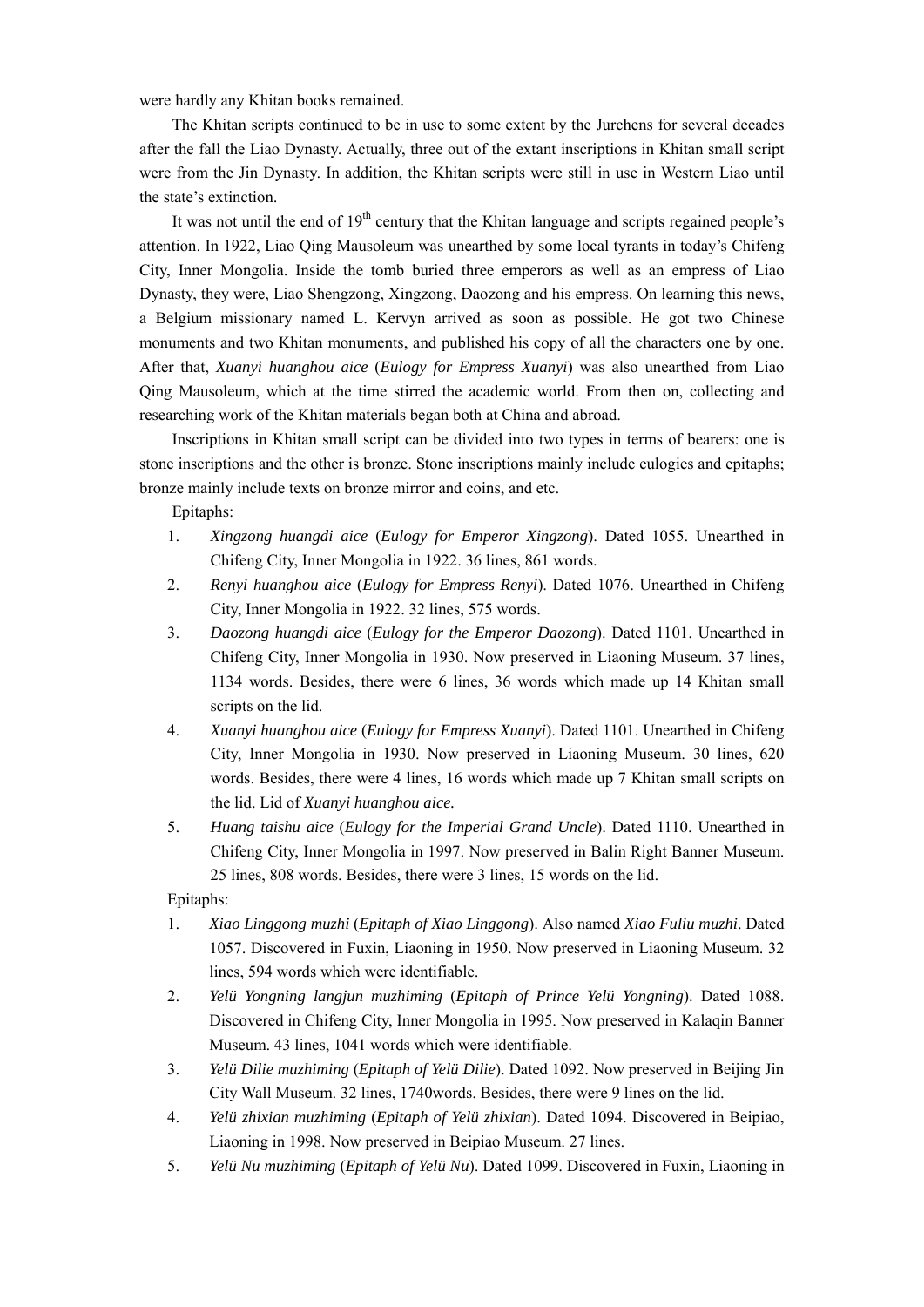were hardly any Khitan books remained.

The Khitan scripts continued to be in use to some extent by the Jurchens for several decades after the fall the Liao Dynasty. Actually, three out of the extant inscriptions in Khitan small script were from the Jin Dynasty. In addition, the Khitan scripts were still in use in Western Liao until the state's extinction.

It was not until the end of 19th century that the Khitan language and scripts regained people's attention. In 1922, Liao Qing Mausoleum was unearthed by some local tyrants in today's Chifeng City, Inner Mongolia. Inside the tomb buried three emperors as well as an empress of Liao Dynasty, they were, Liao Shengzong, Xingzong, Daozong and his empress. On learning this news, a Belgium missionary named L. Kervyn arrived as soon as possible. He got two Chinese monuments and two Khitan monuments, and published his copy of all the characters one by one. After that, *Xuanyi huanghou aice* (*Eulogy for Empress Xuanyi*) was also unearthed from Liao Qing Mausoleum, which at the time stirred the academic world. From then on, collecting and researching work of the Khitan materials began both at China and abroad.

Inscriptions in Khitan small script can be divided into two types in terms of bearers: one is stone inscriptions and the other is bronze. Stone inscriptions mainly include eulogies and epitaphs; bronze mainly include texts on bronze mirror and coins, and etc.

Epitaphs:

1. *Xingzong huangdi aice* (*Eulogy for Emperor Xingzong*). Dated 1055. Unearthed in Chifeng City, Inner Mongolia in 1922. 36 lines, 861 words.
2. *Renyi huanghou aice* (*Eulogy for Empress Renyi*). Dated 1076. Unearthed in Chifeng City, Inner Mongolia in 1922. 32 lines, 575 words.
3. *Daozong huangdi aice* (*Eulogy for the Emperor Daozong*). Dated 1101. Unearthed in Chifeng City, Inner Mongolia in 1930. Now preserved in Liaoning Museum. 37 lines, 1134 words. Besides, there were 6 lines, 36 words which made up 14 Khitan small scripts on the lid.
4. *Xuanyi huanghou aice* (*Eulogy for Empress Xuanyi*). Dated 1101. Unearthed in Chifeng City, Inner Mongolia in 1930. Now preserved in Liaoning Museum. 30 lines, 620 words. Besides, there were 4 lines, 16 words which made up 7 Khitan small scripts on the lid. Lid of *Xuanyi huanghou aice.*
5. *Huang taishu aice* (*Eulogy for the Imperial Grand Uncle*). Dated 1110. Unearthed in Chifeng City, Inner Mongolia in 1997. Now preserved in Balin Right Banner Museum. 25 lines, 808 words. Besides, there were 3 lines, 15 words on the lid.

Epitaphs:

1. *Xiao Linggong muzhi* (*Epitaph of Xiao Linggong*). Also named *Xiao Fuliu muzhi*. Dated 1057. Discovered in Fuxin, Liaoning in 1950. Now preserved in Liaoning Museum. 32 lines, 594 words which were identifiable.
2. *Yelü Yongning langjun muzhiming* (*Epitaph of Prince Yelü Yongning*). Dated 1088. Discovered in Chifeng City, Inner Mongolia in 1995. Now preserved in Kalaqin Banner Museum. 43 lines, 1041 words which were identifiable.
3. *Yelü Dilie muzhiming* (*Epitaph of Yelü Dilie*). Dated 1092. Now preserved in Beijing Jin City Wall Museum. 32 lines, 1740words. Besides, there were 9 lines on the lid.
4. *Yelü zhixian muzhiming* (*Epitaph of Yelü zhixian*). Dated 1094. Discovered in Beipiao, Liaoning in 1998. Now preserved in Beipiao Museum. 27 lines.
5. *Yelü Nu muzhiming* (*Epitaph of Yelü Nu*). Dated 1099. Discovered in Fuxin, Liaoning in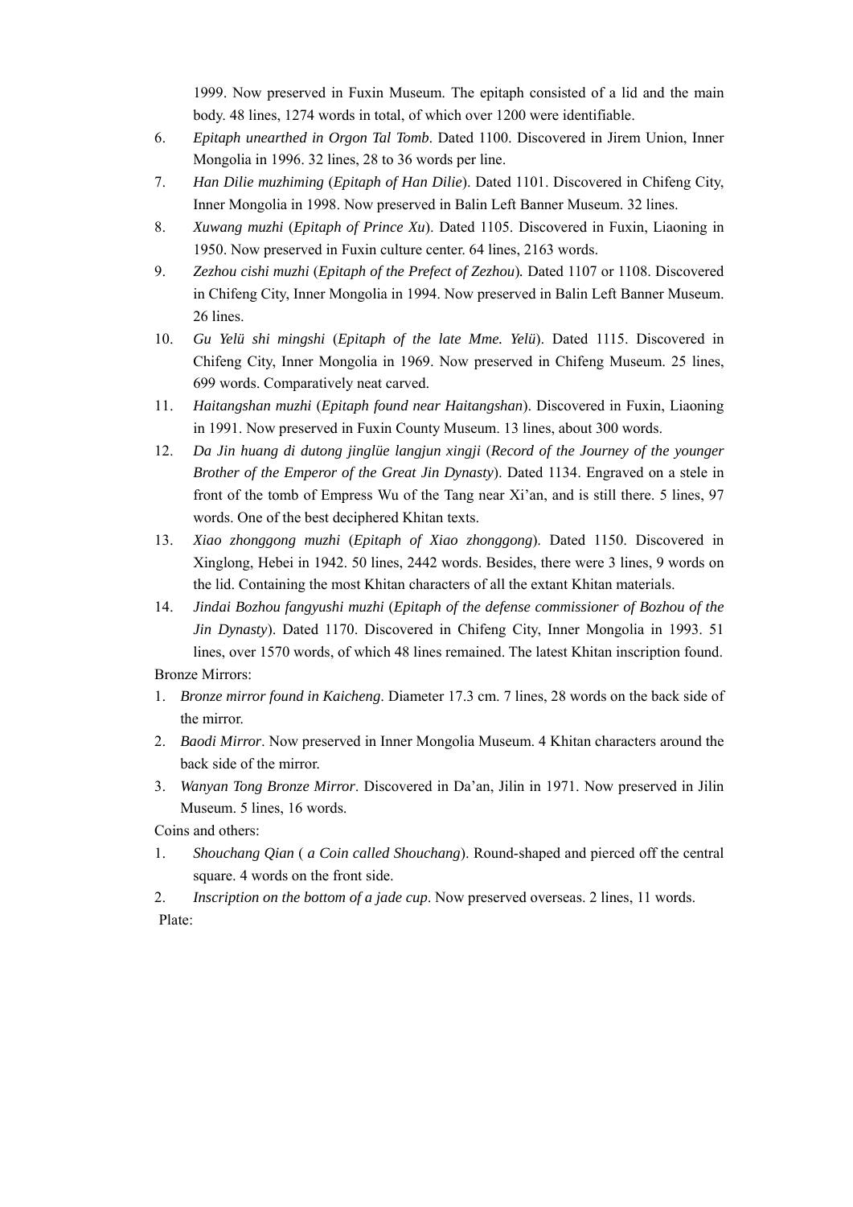1999. Now preserved in Fuxin Museum. The epitaph consisted of a lid and the main body. 48 lines, 1274 words in total, of which over 1200 were identifiable.

6. *Epitaph unearthed in Orgon Tal Tomb*. Dated 1100. Discovered in Jirem Union, Inner Mongolia in 1996. 32 lines, 28 to 36 words per line.
7. *Han Dilie muzhiming* (*Epitaph of Han Dilie*). Dated 1101. Discovered in Chifeng City, Inner Mongolia in 1998. Now preserved in Balin Left Banner Museum. 32 lines.
8. *Xuwang muzhi* (*Epitaph of Prince Xu*). Dated 1105. Discovered in Fuxin, Liaoning in 1950. Now preserved in Fuxin culture center. 64 lines, 2163 words.
9. *Zezhou cishi muzhi* (*Epitaph of the Prefect of Zezhou*)*.* Dated 1107 or 1108. Discovered in Chifeng City, Inner Mongolia in 1994. Now preserved in Balin Left Banner Museum. 26 lines.
10. *Gu Yelü shi mingshi* (*Epitaph of the late Mme. Yelü*). Dated 1115. Discovered in Chifeng City, Inner Mongolia in 1969. Now preserved in Chifeng Museum. 25 lines, 699 words. Comparatively neat carved.
11. *Haitangshan muzhi* (*Epitaph found near Haitangshan*). Discovered in Fuxin, Liaoning in 1991. Now preserved in Fuxin County Museum. 13 lines, about 300 words.
12. *Da Jin huang di dutong jinglüe langjun xingji* (*Record of the Journey of the younger Brother of the Emperor of the Great Jin Dynasty*). Dated 1134. Engraved on a stele in front of the tomb of Empress Wu of the Tang near Xi'an, and is still there. 5 lines, 97 words. One of the best deciphered Khitan texts.
13. *Xiao zhonggong muzhi* (*Epitaph of Xiao zhonggong*). Dated 1150. Discovered in Xinglong, Hebei in 1942. 50 lines, 2442 words. Besides, there were 3 lines, 9 words on the lid. Containing the most Khitan characters of all the extant Khitan materials.
14. *Jindai Bozhou fangyushi muzhi* (*Epitaph of the defense commissioner of Bozhou of the Jin Dynasty*). Dated 1170. Discovered in Chifeng City, Inner Mongolia in 1993. 51 lines, over 1570 words, of which 48 lines remained. The latest Khitan inscription found.

Bronze Mirrors:

1. *Bronze mirror found in Kaicheng*. Diameter 17.3 cm. 7 lines, 28 words on the back side of the mirror.
2. *Baodi Mirror*. Now preserved in Inner Mongolia Museum. 4 Khitan characters around the back side of the mirror.
3. *Wanyan Tong Bronze Mirror*. Discovered in Da'an, Jilin in 1971. Now preserved in Jilin Museum. 5 lines, 16 words.

Coins and others:

1. *Shouchang Qian* ( *a Coin called Shouchang*). Round-shaped and pierced off the central square. 4 words on the front side.
2. *Inscription on the bottom of a jade cup*. Now preserved overseas. 2 lines, 11 words.

Plate: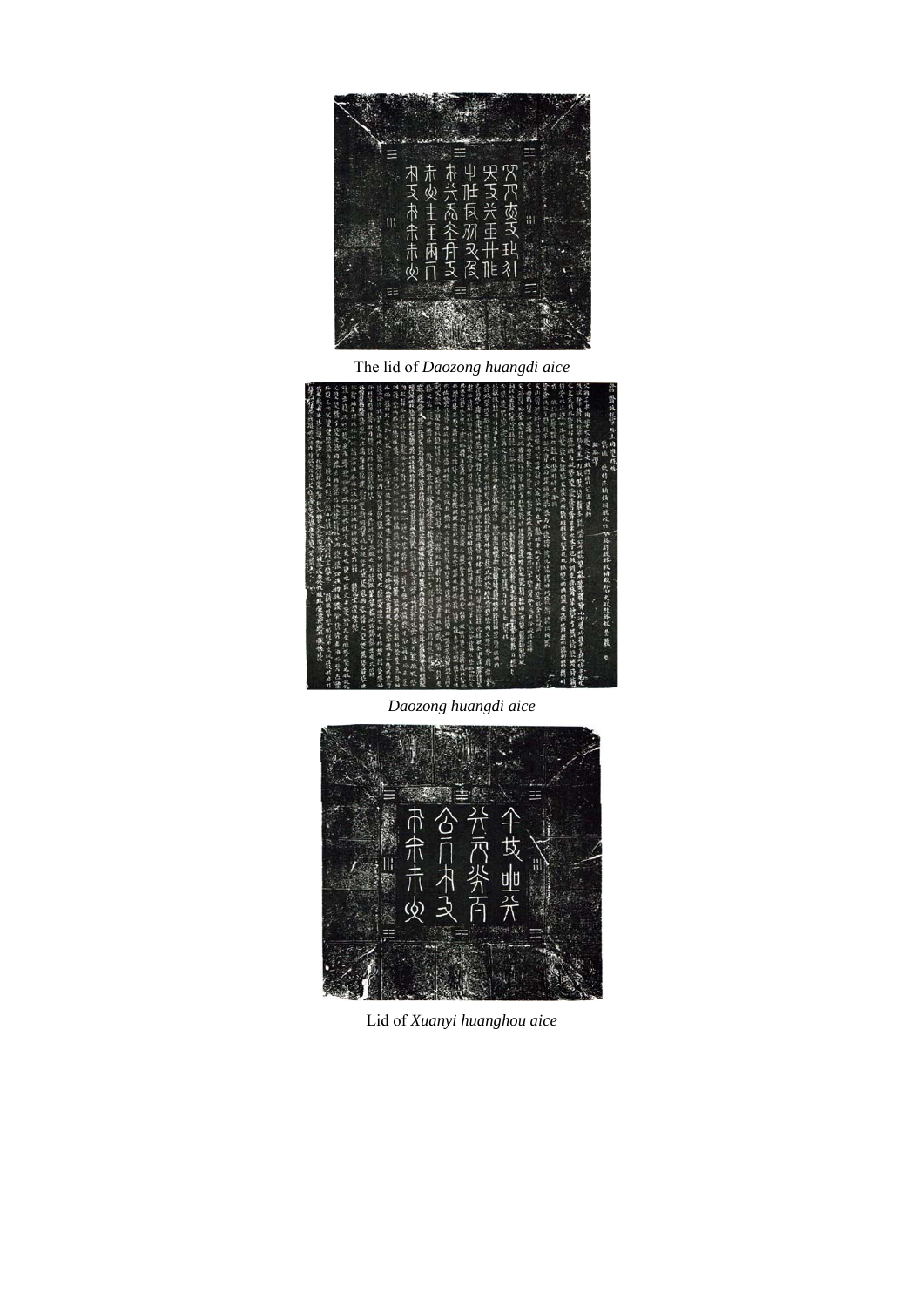The lid of *Daozong huangdi aice*

*Daozong huangdi aice*

Lid of *Xuanyi huanghou aice*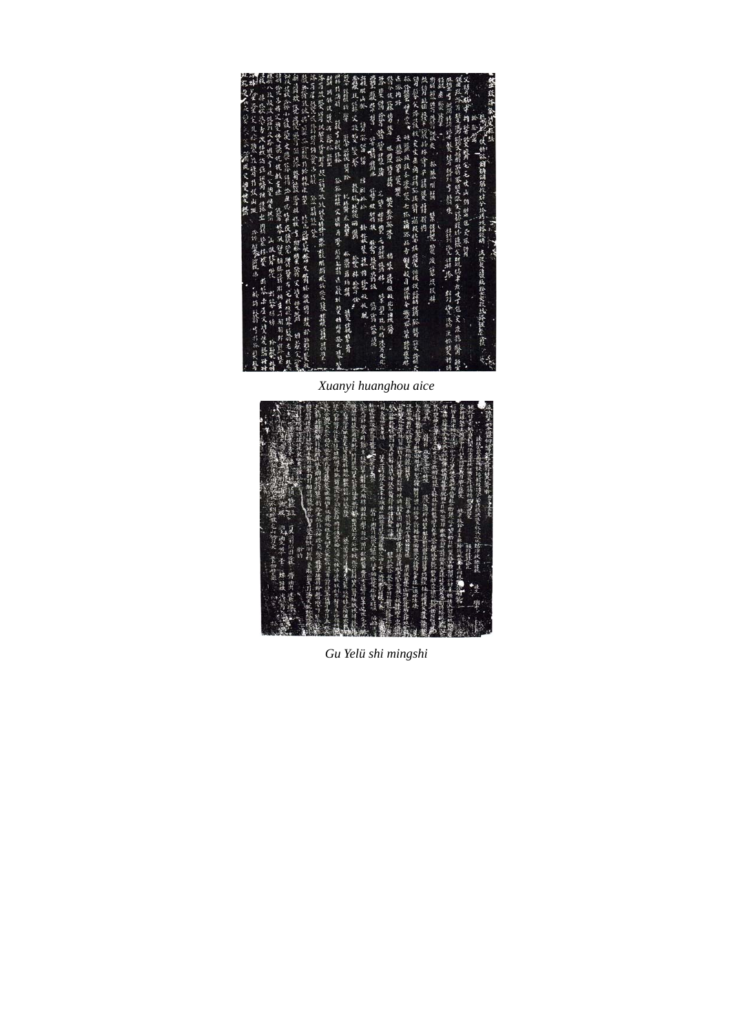*Xuanyi huanghou aice*

*Gu Yelü shi mingshi*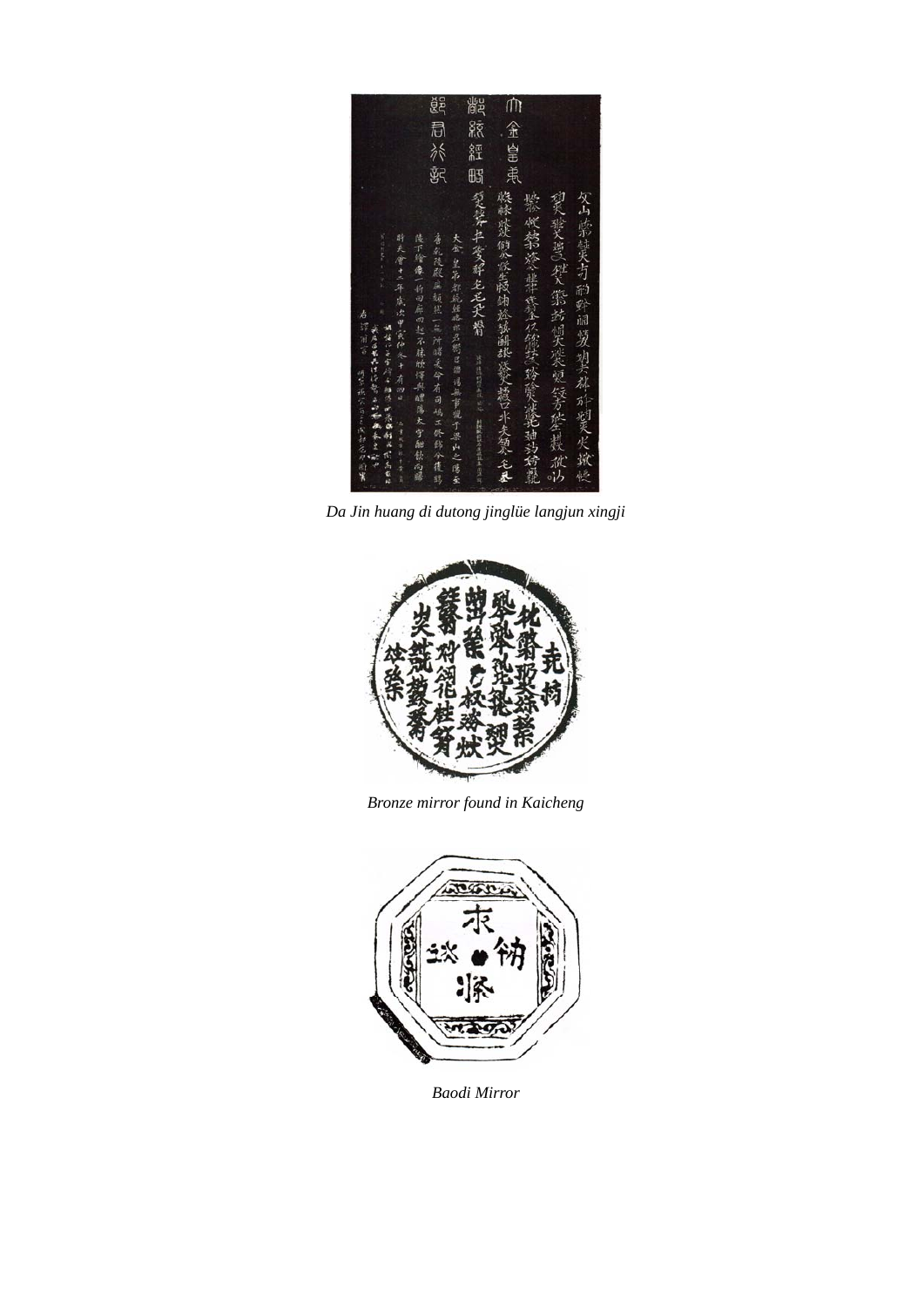*Da Jin huang di dutong jinglüe langjun xingji*

*Bronze mirror found in Kaicheng*

*Baodi Mirror*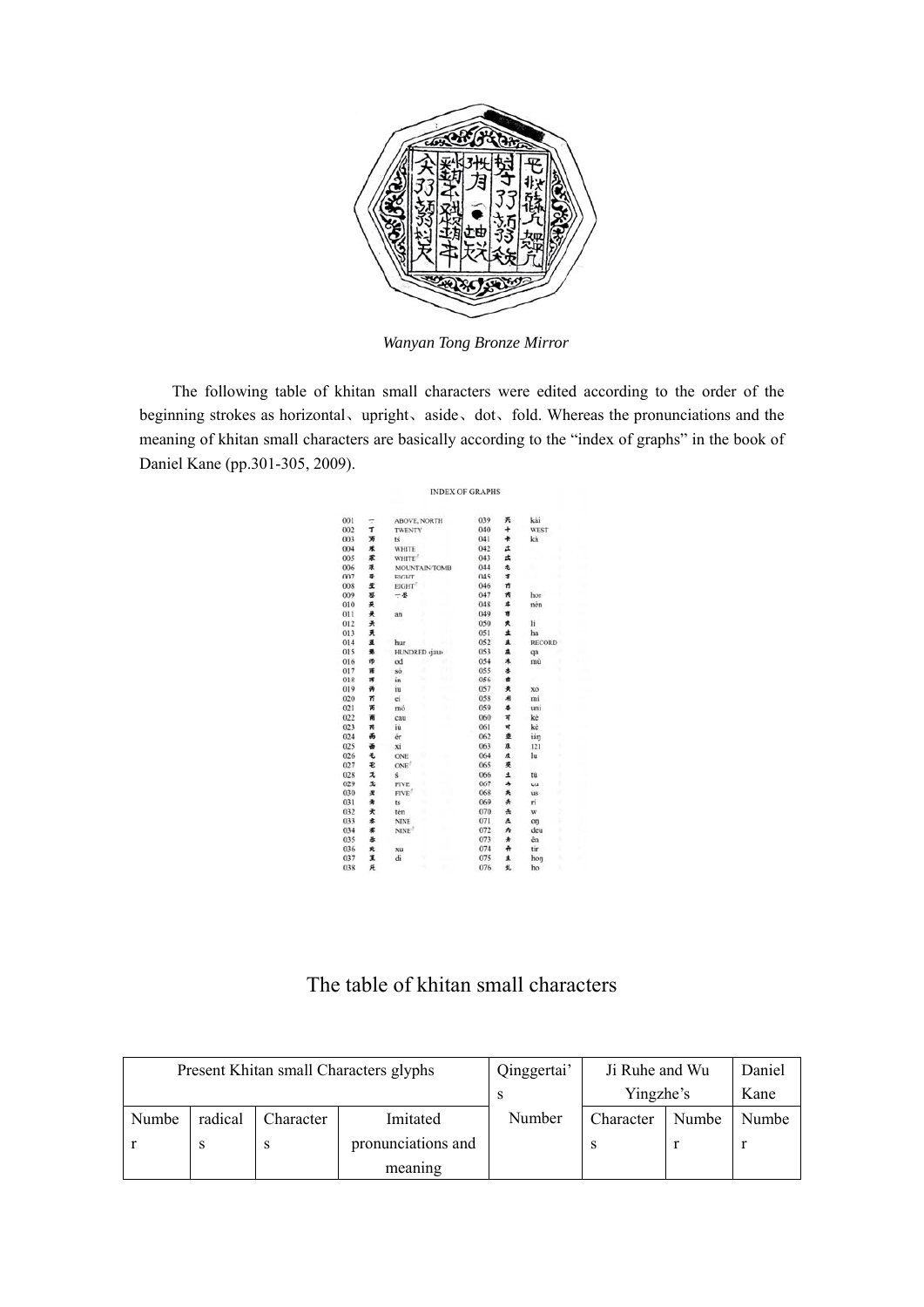*Wanyan Tong Bronze Mirror*

The following table of khitan small characters were edited according to the order of the beginning strokes as horizontal、upright、aside、dot、fold. Whereas the pronunciations and the meaning of khitan small characters are basically according to the "index of graphs" in the book of Daniel Kane (pp.301-305, 2009).

## The table of khitan small characters

| Present Khitan small Characters glyphs | | | | Qinggertai's | Ji Ruhe and Wu Yingzhe's | | Daniel Kane |
|---|---|---|---|---|---|---|---|
| Number | radicals | Characters | Imitated pronunciations and meaning | Number | Characters | Number | Number |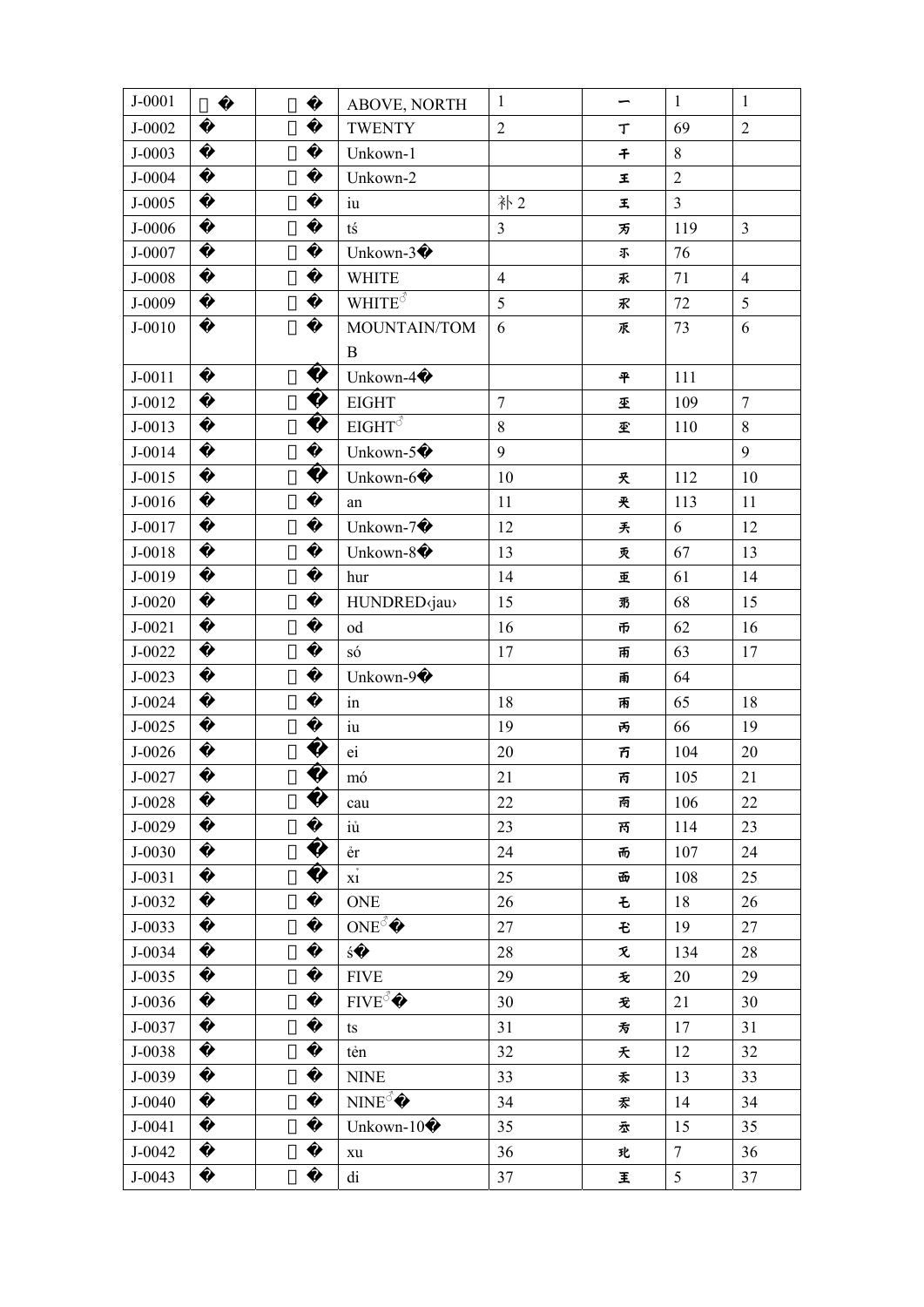| J-0001 | � | � | ABOVE, NORTH | 1 | 一 | 1 | 1 |
|---|---|---|---|---|---|---|---|
| J-0002 | � | � | TWENTY | 2 | 丅 | 69 | 2 |
| J-0003 | � | � | Unkown-1 | | 干 | 8 | |
| J-0004 | � | � | Unkown-2 | | 王 | 2 | |
| J-0005 | � | � | iu | 补 2 | 王 | 3 | |
| J-0006 | � | � | tś | 3 | 万 | 119 | 3 |
| J-0007 | � | � | Unkown-3� | | 丕 | 76 | |
| J-0008 | � | � | WHITE | 4 | 求 | 71 | 4 |
| J-0009 | � | � | WHITE♂ | 5 | 求 | 72 | 5 |
| J-0010 | � | � | MOUNTAIN/TOMB | 6 | 朿 | 73 | 6 |
| J-0011 | � | � | Unkown-4� | | 平 | 111 | |
| J-0012 | � | � | EIGHT | 7 | 丞 | 109 | 7 |
| J-0013 | � | � | EIGHT♂ | 8 | 丞 | 110 | 8 |
| J-0014 | � | � | Unkown-5� | 9 | | | 9 |
| J-0015 | � | � | Unkown-6� | 10 | 关 | 112 | 10 |
| J-0016 | � | � | an | 11 | 关 | 113 | 11 |
| J-0017 | � | � | Unkown-7� | 12 | 弄 | 6 | 12 |
| J-0018 | � | � | Unkown-8� | 13 | 更 | 67 | 13 |
| J-0019 | � | � | hur | 14 | 亜 | 61 | 14 |
| J-0020 | � | � | HUNDRED‹jau› | 15 | 弜 | 68 | 15 |
| J-0021 | � | � | od | 16 | 币 | 62 | 16 |
| J-0022 | � | � | só | 17 | 雨 | 63 | 17 |
| J-0023 | � | � | Unkown-9� | | 甬 | 64 | |
| J-0024 | � | � | in | 18 | 甬 | 65 | 18 |
| J-0025 | � | � | iu | 19 | 丙 | 66 | 19 |
| J-0026 | � | � | ei | 20 | 万 | 104 | 20 |
| J-0027 | � | � | mó | 21 | 丙 | 105 | 21 |
| J-0028 | � | � | cau | 22 | 丙 | 106 | 22 |
| J-0029 | � | � | iů | 23 | 丙 | 114 | 23 |
| J-0030 | � | � | ėr | 24 | 而 | 107 | 24 |
| J-0031 | � | � | xi̊ | 25 | 西 | 108 | 25 |
| J-0032 | � | � | ONE | 26 | 乇 | 18 | 26 |
| J-0033 | � | � | ONE♂� | 27 | 乇 | 19 | 27 |
| J-0034 | � | � | ś� | 28 | 叉 | 134 | 28 |
| J-0035 | � | � | FIVE | 29 | 乏 | 20 | 29 |
| J-0036 | � | � | FIVE♂� | 30 | 乏 | 21 | 30 |
| J-0037 | � | � | ts | 31 | 劣 | 17 | 31 |
| J-0038 | � | � | tėn | 32 | 夭 | 12 | 32 |
| J-0039 | � | � | NINE | 33 | 忝 | 13 | 33 |
| J-0040 | � | � | NINE♂� | 34 | 忝 | 14 | 34 |
| J-0041 | � | � | Unkown-10� | 35 | 忝 | 15 | 35 |
| J-0042 | � | � | xu | 36 | 玭 | 7 | 36 |
| J-0043 | � | � | di | 37 | 王 | 5 | 37 |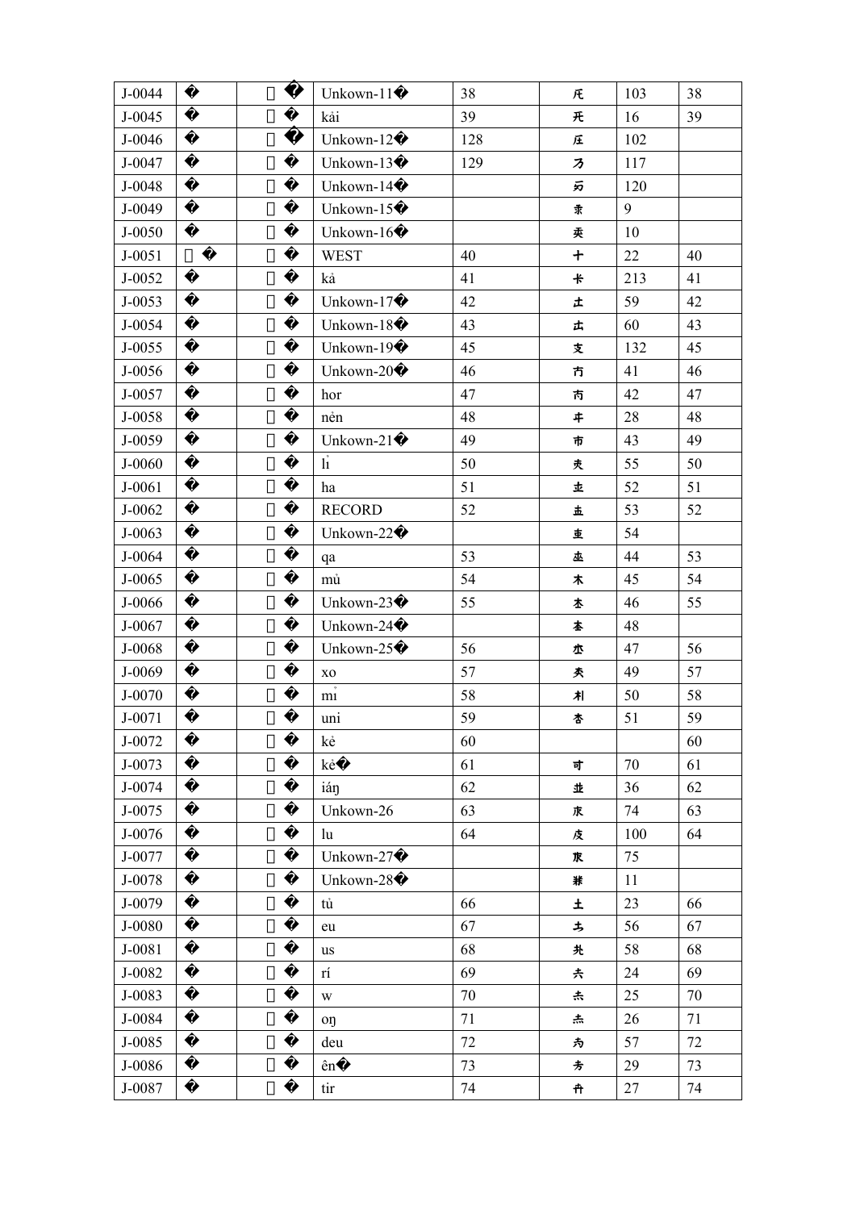| | | | | | | | |
|---|---|---|---|---|---|---|---|
| J-0044 | � | □ � | Unkown-11� | 38 | 乇 | 103 | 38 |
| J-0045 | � | □ � | kải | 39 | 无 | 16 | 39 |
| J-0046 | � | □ � | Unkown-12� | 128 | 压 | 102 | |
| J-0047 | � | □ � | Unkown-13� | 129 | 乃 | 117 | |
| J-0048 | � | □ � | Unkown-14� | | 丏 | 120 | |
| J-0049 | � | □ � | Unkown-15� | | 隶 | 9 | |
| J-0050 | � | □ � | Unkown-16� | | 爽 | 10 | |
| J-0051 | □ � | □ � | WEST | 40 | 十 | 22 | 40 |
| J-0052 | � | □ � | kả | 41 | 卡 | 213 | 41 |
| J-0053 | � | □ � | Unkown-17� | 42 | 圡 | 59 | 42 |
| J-0054 | � | □ � | Unkown-18� | 43 | 去 | 60 | 43 |
| J-0055 | � | □ � | Unkown-19� | 45 | 支 | 132 | 45 |
| J-0056 | � | □ � | Unkown-20� | 46 | 冇 | 41 | 46 |
| J-0057 | � | □ � | hor | 47 | 内 | 42 | 47 |
| J-0058 | � | □ � | nẻn | 48 | 丰 | 28 | 48 |
| J-0059 | � | □ � | Unkown-21� | 49 | 市 | 43 | 49 |
| J-0060 | � | □ � | lỉ | 50 | 夹 | 55 | 50 |
| J-0061 | � | □ � | ha | 51 | 走 | 52 | 51 |
| J-0062 | � | □ � | RECORD | 52 | 击 | 53 | 52 |
| J-0063 | � | □ � | Unkown-22� | | 車 | 54 | |
| J-0064 | � | □ � | qa | 53 | 巫 | 44 | 53 |
| J-0065 | � | □ � | mů | 54 | 木 | 45 | 54 |
| J-0066 | � | □ � | Unkown-23� | 55 | 本 | 46 | 55 |
| J-0067 | � | □ � | Unkown-24� | | 夲 | 48 | |
| J-0068 | � | □ � | Unkown-25� | 56 | 朩 | 47 | 56 |
| J-0069 | � | □ � | xo | 57 | 夹 | 49 | 57 |
| J-0070 | � | □ � | mỉ | 58 | 札 | 50 | 58 |
| J-0071 | � | □ � | uni | 59 | 杏 | 51 | 59 |
| J-0072 | � | □ � | kẻ | 60 | | | 60 |
| J-0073 | � | □ � | kẻ� | 61 | 可 | 70 | 61 |
| J-0074 | � | □ � | iáŋ | 62 | 並 | 36 | 62 |
| J-0075 | � | □ � | Unkown-26 | 63 | 求 | 74 | 63 |
| J-0076 | � | □ � | lu | 64 | 皮 | 100 | 64 |
| J-0077 | � | □ � | Unkown-27� | | 朿 | 75 | |
| J-0078 | � | □ � | Unkown-28� | | 丵 | 11 | |
| J-0079 | � | □ � | tů | 66 | 土 | 23 | 66 |
| J-0080 | � | □ � | eu | 67 | 去 | 56 | 67 |
| J-0081 | � | □ � | us | 68 | 兆 | 58 | 68 |
| J-0082 | � | □ � | rí | 69 | 六 | 24 | 69 |
| J-0083 | � | □ � | w | 70 | 示 | 25 | 70 |
| J-0084 | � | □ � | oŋ | 71 | 杰 | 26 | 71 |
| J-0085 | � | □ � | deu | 72 | 为 | 57 | 72 |
| J-0086 | � | □ � | ên� | 73 | 秀 | 29 | 73 |
| J-0087 | � | □ � | tir | 74 | 舟 | 27 | 74 |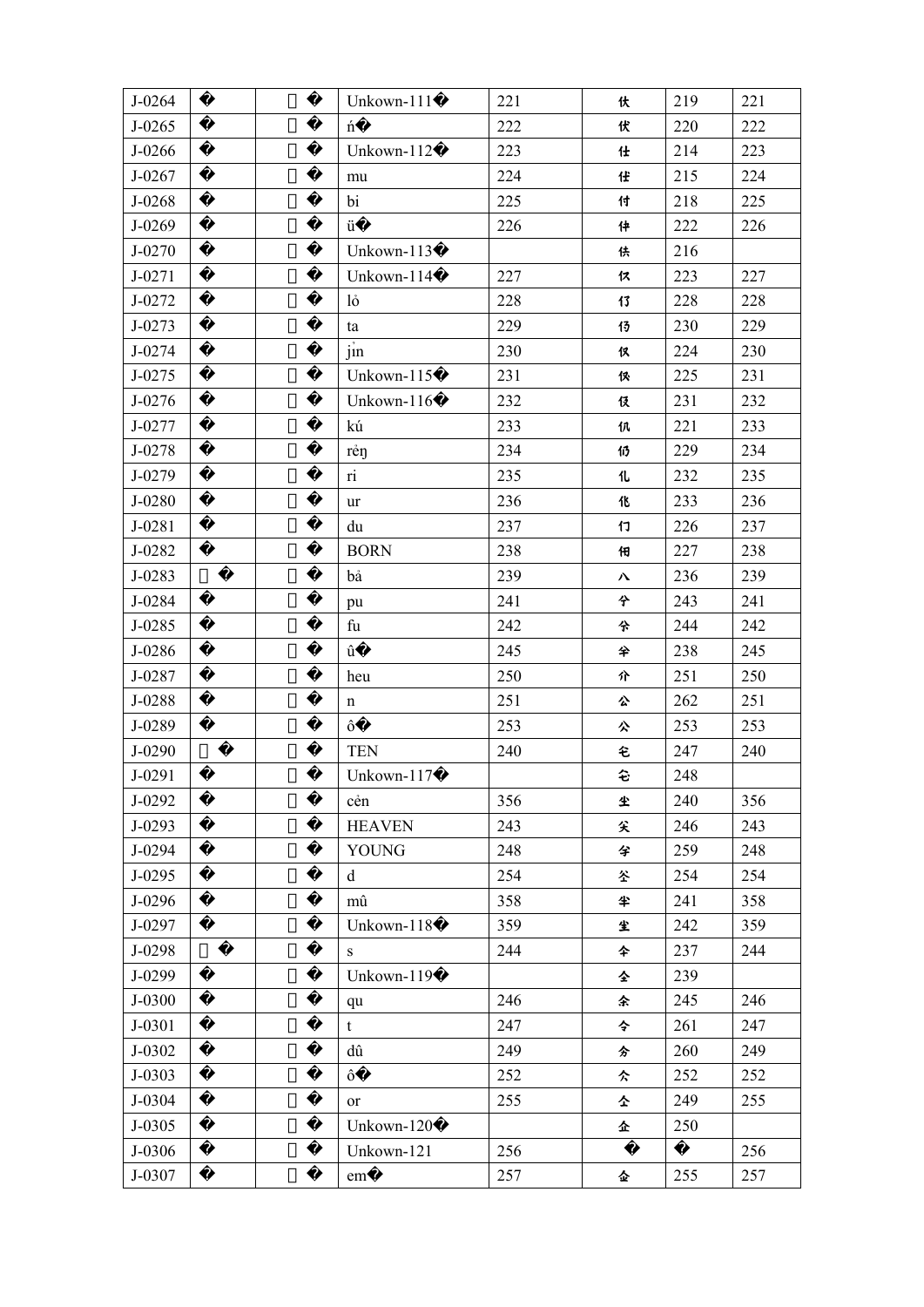| J-0264 | � | � | Unkown-111� | 221 | 伏 | 219 | 221 |
|---|---|---|---|---|---|---|---|
| J-0265 | � | � | ń� | 222 | 伏 | 220 | 222 |
| J-0266 | � | � | Unkown-112� | 223 | 仕 | 214 | 223 |
| J-0267 | � | � | mu | 224 | 佳 | 215 | 224 |
| J-0268 | � | � | bi | 225 | 付 | 218 | 225 |
| J-0269 | � | � | ü� | 226 | 仲 | 222 | 226 |
| J-0270 | � | � | Unkown-113� | | 佚 | 216 | |
| J-0271 | � | � | Unkown-114� | 227 | 仅 | 223 | 227 |
| J-0272 | � | � | lỏ | 228 | 仃 | 228 | 228 |
| J-0273 | � | � | ta | 229 | 仍 | 230 | 229 |
| J-0274 | � | � | jin | 230 | 仅 | 224 | 230 |
| J-0275 | � | � | Unkown-115� | 231 | 伙 | 225 | 231 |
| J-0276 | � | � | Unkown-116� | 232 | 仗 | 231 | 232 |
| J-0277 | � | � | kú | 233 | 仉 | 221 | 233 |
| J-0278 | � | � | rẻŋ | 234 | 仍 | 229 | 234 |
| J-0279 | � | � | ri | 235 | 仉 | 232 | 235 |
| J-0280 | � | � | ur | 236 | 化 | 233 | 236 |
| J-0281 | � | � | du | 237 | 仃 | 226 | 237 |
| J-0282 | � | � | BORN | 238 | 佣 | 227 | 238 |
| J-0283 | � | � | bả | 239 | 八 | 236 | 239 |
| J-0284 | � | � | pu | 241 | 个 | 243 | 241 |
| J-0285 | � | � | fu | 242 | 令 | 244 | 242 |
| J-0286 | � | � | û� | 245 | 伞 | 238 | 245 |
| J-0287 | � | � | heu | 250 | 介 | 251 | 250 |
| J-0288 | � | � | n | 251 | 公 | 262 | 251 |
| J-0289 | � | � | ô� | 253 | 公 | 253 | 253 |
| J-0290 | � | � | TEN | 240 | 乇 | 247 | 240 |
| J-0291 | � | � | Unkown-117� | | 乇 | 248 | |
| J-0292 | � | � | cẻn | 356 | 坐 | 240 | 356 |
| J-0293 | � | � | HEAVEN | 243 | 关 | 246 | 243 |
| J-0294 | � | � | YOUNG | 248 | 兮 | 259 | 248 |
| J-0295 | � | � | d | 254 | 仝 | 254 | 254 |
| J-0296 | � | � | mû | 358 | 半 | 241 | 358 |
| J-0297 | � | � | Unkown-118� | 359 | 坐 | 242 | 359 |
| J-0298 | � | � | s | 244 | 今 | 237 | 244 |
| J-0299 | � | � | Unkown-119� | | 全 | 239 | |
| J-0300 | � | � | qu | 246 | 余 | 245 | 246 |
| J-0301 | � | � | t | 247 | 今 | 261 | 247 |
| J-0302 | � | � | dû | 249 | 夯 | 260 | 249 |
| J-0303 | � | � | ô� | 252 | 介 | 252 | 252 |
| J-0304 | � | � | or | 255 | 仝 | 249 | 255 |
| J-0305 | � | � | Unkown-120� | | 企 | 250 | |
| J-0306 | � | � | Unkown-121 | 256 | � | � | 256 |
| J-0307 | � | � | em� | 257 | 佥 | 255 | 257 |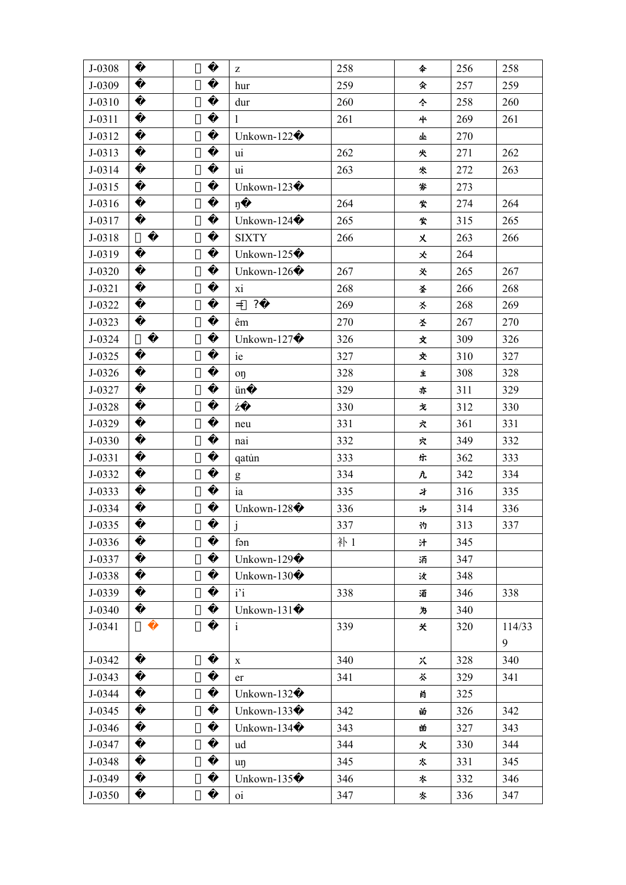| J-0308 | � | � | z | 258 | 夈 | 256 | 258 |
|---|---|---|---|---|---|---|---|
| J-0309 | � | � | hur | 259 | 籴 | 257 | 259 |
| J-0310 | � | � | dur | 260 | 仐 | 258 | 260 |
| J-0311 | � | � | l | 261 | 屮 | 269 | 261 |
| J-0312 | � | � | Unkown-122� | | 业 | 270 | |
| J-0313 | � | � | ui | 262 | 火 | 271 | 262 |
| J-0314 | � | � | ui | 263 | 炏 | 272 | 263 |
| J-0315 | � | � | Unkown-123� | | 芬 | 273 | |
| J-0316 | � | � | ŋ� | 264 | 发 | 274 | 264 |
| J-0317 | � | � | Unkown-124� | 265 | 发 | 315 | 265 |
| J-0318 | � | � | SIXTY | 266 | 乂 | 263 | 266 |
| J-0319 | � | � | Unkown-125� | | 火 | 264 | |
| J-0320 | � | � | Unkown-126� | 267 | 爻 | 265 | 267 |
| J-0321 | � | � | xi | 268 | 圣 | 266 | 268 |
| J-0322 | � | � | 尹 ?� | 269 | 夂 | 268 | 269 |
| J-0323 | � | � | êm | 270 | 圣 | 267 | 270 |
| J-0324 | � | � | Unkown-127� | 326 | 文 | 309 | 326 |
| J-0325 | � | � | ie | 327 | 交 | 310 | 327 |
| J-0326 | � | � | oŋ | 328 | 主 | 308 | 328 |
| J-0327 | � | � | ün� | 329 | 亦 | 311 | 329 |
| J-0328 | � | � | ź� | 330 | 戈 | 312 | 330 |
| J-0329 | � | � | neu | 331 | 穴 | 361 | 331 |
| J-0330 | � | � | nai | 332 | 宍 | 349 | 332 |
| J-0331 | � | � | qatùn | 333 | 床 | 362 | 333 |
| J-0332 | � | � | g | 334 | 凡 | 342 | 334 |
| J-0333 | � | � | ia | 335 | 才 | 316 | 335 |
| J-0334 | � | � | Unkown-128� | 336 | 氵 | 314 | 336 |
| J-0335 | � | � | j | 337 | 礿 | 313 | 337 |
| J-0336 | � | � | fən | 补 1 | 汁 | 345 | |
| J-0337 | � | � | Unkown-129� | | 汭 | 347 | |
| J-0338 | � | � | Unkown-130� | | 汝 | 348 | |
| J-0339 | � | � | i'i | 338 | 湄 | 346 | 338 |
| J-0340 | � | � | Unkown-131� | | 为 | 340 | |
| J-0341 | � | � | i | 339 | 关 | 320 | 114/339 |
| J-0342 | � | � | x | 340 | 火 | 328 | 340 |
| J-0343 | � | � | er | 341 | 芥 | 329 | 341 |
| J-0344 | � | � | Unkown-132� | | 肖 | 325 | |
| J-0345 | � | � | Unkown-133� | 342 | 亩 | 326 | 342 |
| J-0346 | � | � | Unkown-134� | 343 | 亩 | 327 | 343 |
| J-0347 | � | � | ud | 344 | 火 | 330 | 344 |
| J-0348 | � | � | uŋ | 345 | 犬 | 331 | 345 |
| J-0349 | � | � | Unkown-135� | 346 | 冬 | 332 | 346 |
| J-0350 | � | � | oi | 347 | 炎 | 336 | 347 |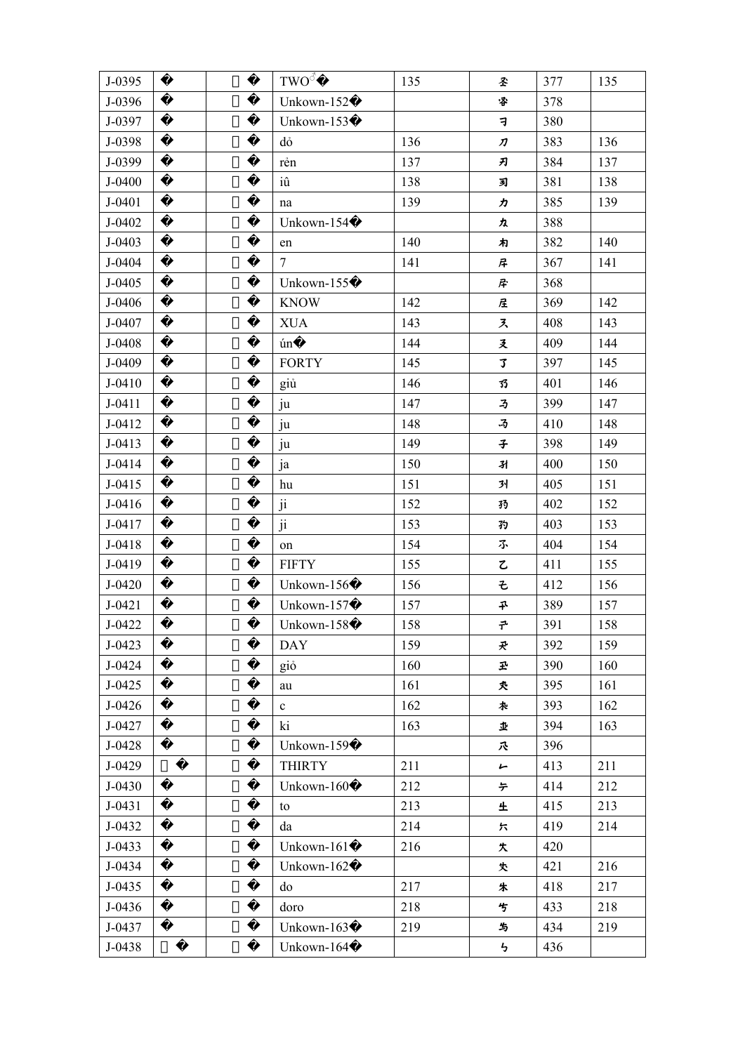| J-0395 | � | � | TWO♂� | 135 | 𖿰 | 377 | 135 |
|---|---|---|---|---|---|---|---|
| J-0396 | � | � | Unkown-152� | | 𖿰 | 378 | |
| J-0397 | � | � | Unkown-153� | | 㠯 | 380 | |
| J-0398 | � | � | dò | 136 | 刀 | 383 | 136 |
| J-0399 | � | � | rěn | 137 | 刃 | 384 | 137 |
| J-0400 | � | � | iû | 138 | 㓚 | 381 | 138 |
| J-0401 | � | � | na | 139 | 力 | 385 | 139 |
| J-0402 | � | � | Unkown-154� | | 九 | 388 | |
| J-0403 | � | � | en | 140 | 有 | 382 | 140 |
| J-0404 | � | � | 7 | 141 | 尸 | 367 | 141 |
| J-0405 | � | � | Unkown-155� | | 尸 | 368 | |
| J-0406 | � | � | KNOW | 142 | 屋 | 369 | 142 |
| J-0407 | � | � | XUA | 143 | 又 | 408 | 143 |
| J-0408 | � | � | ún� | 144 | 叉 | 409 | 144 |
| J-0409 | � | � | FORTY | 145 | 了 | 397 | 145 |
| J-0410 | � | � | giủ | 146 | 㐅 | 401 | 146 |
| J-0411 | � | � | ju | 147 | 乃 | 399 | 147 |
| J-0412 | � | � | ju | 148 | 乃 | 410 | 148 |
| J-0413 | � | � | ju | 149 | 子 | 398 | 149 |
| J-0414 | � | � | ja | 150 | 孔 | 400 | 150 |
| J-0415 | � | � | hu | 151 | 列 | 405 | 151 |
| J-0416 | � | � | ji | 152 | 㐅 | 402 | 152 |
| J-0417 | � | � | ji | 153 | 㐅 | 403 | 153 |
| J-0418 | � | � | on | 154 | 不 | 404 | 154 |
| J-0419 | � | � | FIFTY | 155 | 乙 | 411 | 155 |
| J-0420 | � | � | Unkown-156� | 156 | 乇 | 412 | 156 |
| J-0421 | � | � | Unkown-157� | 157 | 平 | 389 | 157 |
| J-0422 | � | � | Unkown-158� | 158 | 𖿰 | 391 | 158 |
| J-0423 | � | � | DAY | 159 | 𖿰 | 392 | 159 |
| J-0424 | � | � | giỏ | 160 | 𖿰 | 390 | 160 |
| J-0425 | � | � | au | 161 | 𖿰 | 395 | 161 |
| J-0426 | � | � | c | 162 | 𖿰 | 393 | 162 |
| J-0427 | � | � | ki | 163 | 𖿰 | 394 | 163 |
| J-0428 | � | � | Unkown-159� | | 𖿰 | 396 | |
| J-0429 | � | � | THIRTY | 211 | ㇾ | 413 | 211 |
| J-0430 | � | � | Unkown-160� | 212 | 𖿰 | 414 | 212 |
| J-0431 | � | � | to | 213 | 生 | 415 | 213 |
| J-0432 | � | � | da | 214 | 𖿰 | 419 | 214 |
| J-0433 | � | � | Unkown-161� | 216 | 大 | 420 | |
| J-0434 | � | � | Unkown-162� | | 夫 | 421 | 216 |
| J-0435 | � | � | do | 217 | 朱 | 418 | 217 |
| J-0436 | � | � | doro | 218 | 𖿰 | 433 | 218 |
| J-0437 | � | � | Unkown-163� | 219 | 𖿰 | 434 | 219 |
| J-0438 | � | � | Unkown-164� | | ㄅ | 436 | |